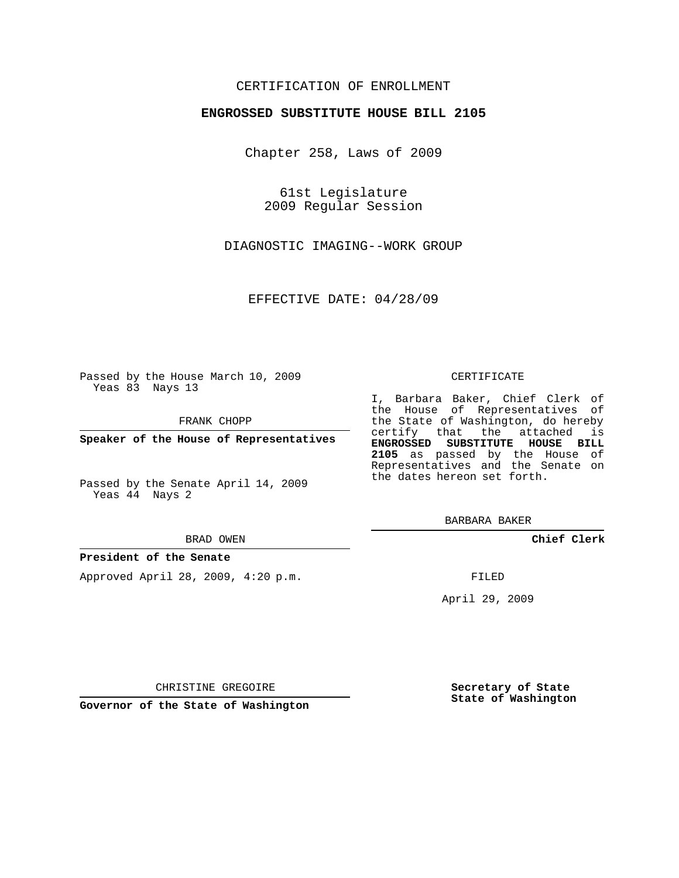CERTIFICATION OF ENROLLMENT

**ENGROSSED SUBSTITUTE HOUSE BILL 2105**

Chapter 258, Laws of 2009

61st Legislature
2009 Regular Session

DIAGNOSTIC IMAGING--WORK GROUP

EFFECTIVE DATE: 04/28/09

Passed by the House March 10, 2009
Yeas 83 Nays 13

FRANK CHOPP

**Speaker of the House of Representatives**

Passed by the Senate April 14, 2009
Yeas 44 Nays 2

BRAD OWEN

**President of the Senate**

Approved April 28, 2009, 4:20 p.m.

CHRISTINE GREGOIRE

**Governor of the State of Washington**

CERTIFICATE

I, Barbara Baker, Chief Clerk of the House of Representatives of the State of Washington, do hereby certify that the attached is **ENGROSSED SUBSTITUTE HOUSE BILL 2105** as passed by the House of Representatives and the Senate on the dates hereon set forth.

BARBARA BAKER

**Chief Clerk**

FILED

April 29, 2009

**Secretary of State**
**State of Washington**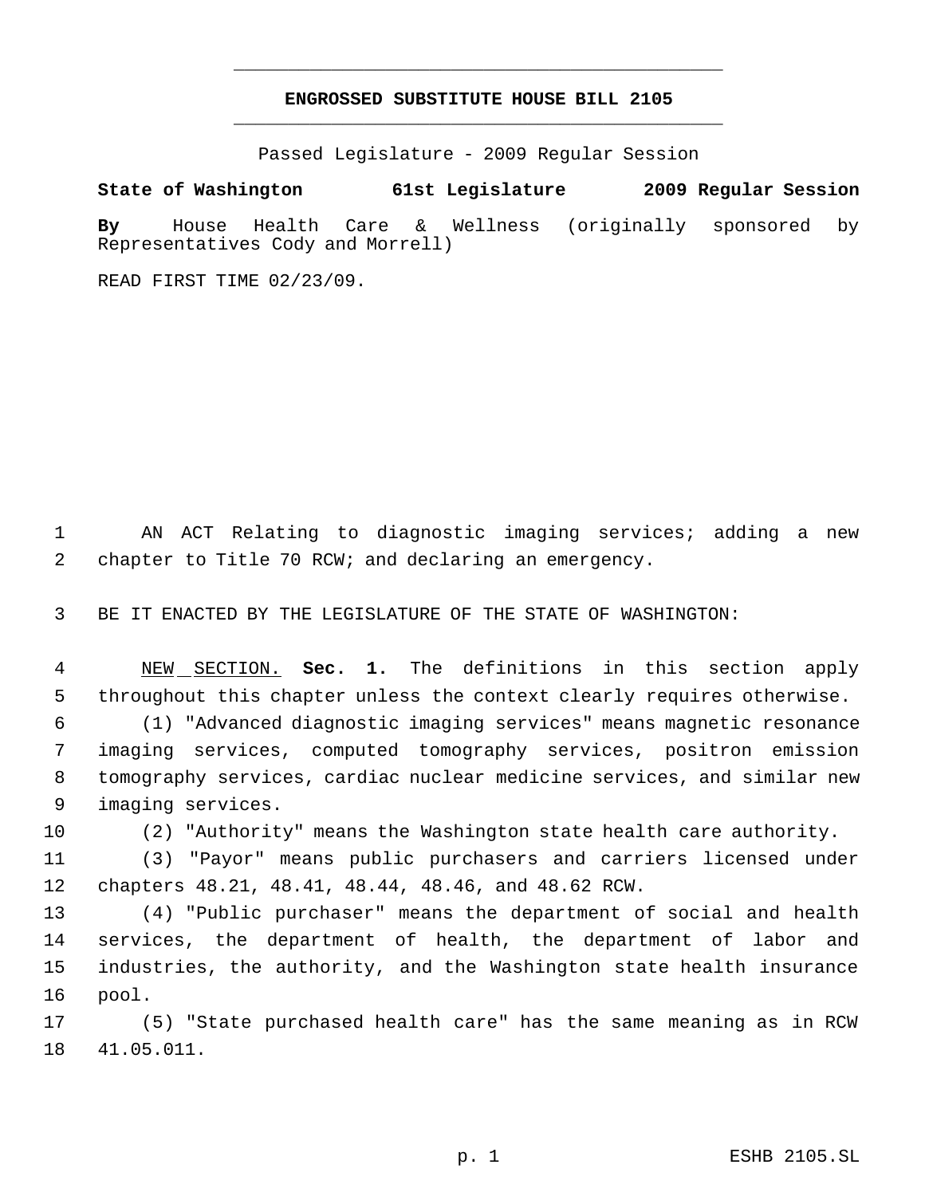# ENGROSSED SUBSTITUTE HOUSE BILL 2105

Passed Legislature - 2009 Regular Session

**State of Washington 61st Legislature 2009 Regular Session**

**By** House Health Care & Wellness (originally sponsored by Representatives Cody and Morrell)

READ FIRST TIME 02/23/09.

1 AN ACT Relating to diagnostic imaging services; adding a new
2 chapter to Title 70 RCW; and declaring an emergency.

3 BE IT ENACTED BY THE LEGISLATURE OF THE STATE OF WASHINGTON:

4 NEW SECTION. **Sec. 1.** The definitions in this section apply
5 throughout this chapter unless the context clearly requires otherwise.
6 (1) "Advanced diagnostic imaging services" means magnetic resonance
7 imaging services, computed tomography services, positron emission
8 tomography services, cardiac nuclear medicine services, and similar new
9 imaging services.
10 (2) "Authority" means the Washington state health care authority.
11 (3) "Payor" means public purchasers and carriers licensed under
12 chapters 48.21, 48.41, 48.44, 48.46, and 48.62 RCW.
13 (4) "Public purchaser" means the department of social and health
14 services, the department of health, the department of labor and
15 industries, the authority, and the Washington state health insurance
16 pool.
17 (5) "State purchased health care" has the same meaning as in RCW
18 41.05.011.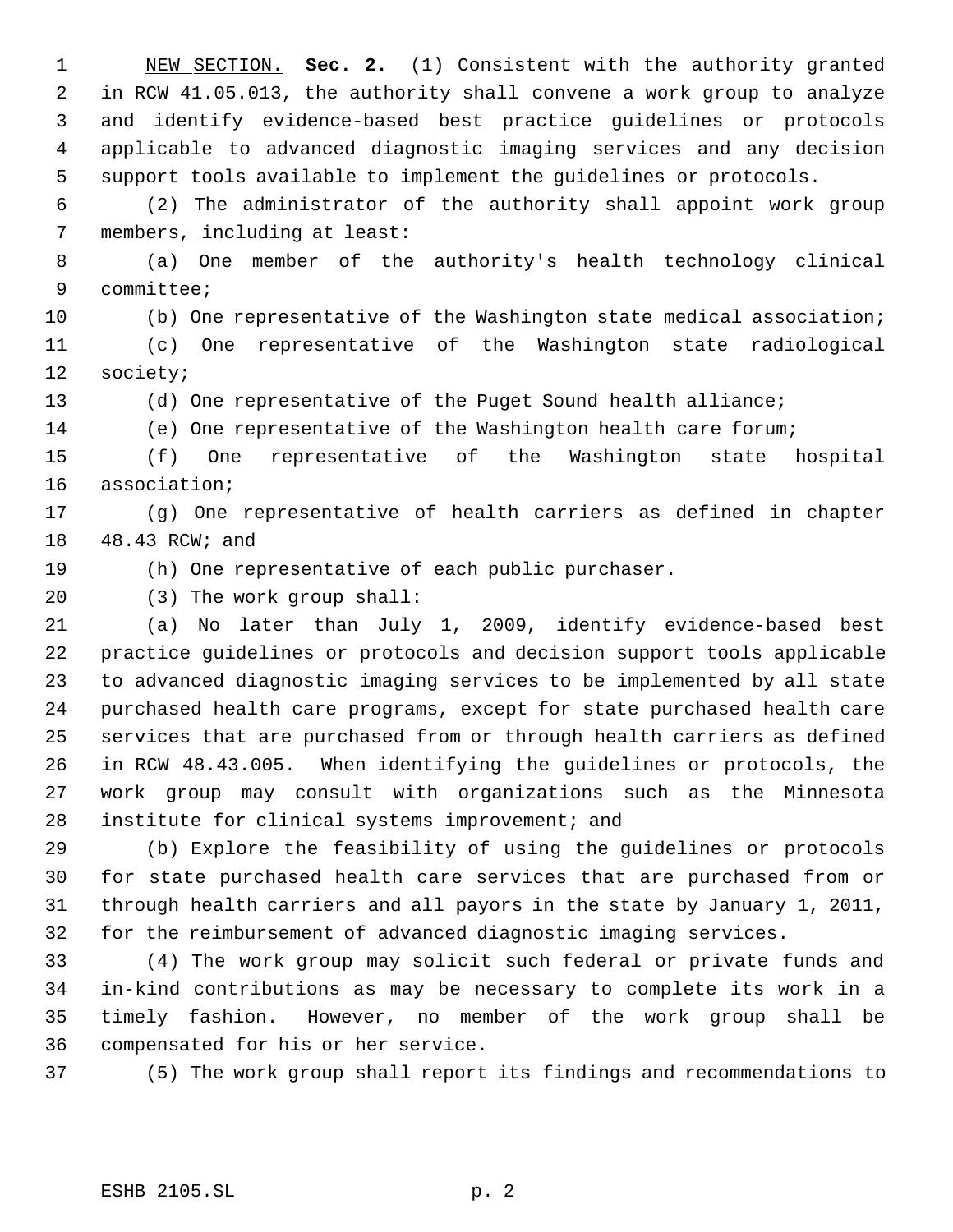NEW SECTION. **Sec. 2.** (1) Consistent with the authority granted in RCW 41.05.013, the authority shall convene a work group to analyze and identify evidence-based best practice guidelines or protocols applicable to advanced diagnostic imaging services and any decision support tools available to implement the guidelines or protocols.

(2) The administrator of the authority shall appoint work group members, including at least:

(a) One member of the authority's health technology clinical committee;

(b) One representative of the Washington state medical association;

(c) One representative of the Washington state radiological society;

(d) One representative of the Puget Sound health alliance;

(e) One representative of the Washington health care forum;

(f) One representative of the Washington state hospital association;

(g) One representative of health carriers as defined in chapter 48.43 RCW; and

(h) One representative of each public purchaser.

(3) The work group shall:

(a) No later than July 1, 2009, identify evidence-based best practice guidelines or protocols and decision support tools applicable to advanced diagnostic imaging services to be implemented by all state purchased health care programs, except for state purchased health care services that are purchased from or through health carriers as defined in RCW 48.43.005. When identifying the guidelines or protocols, the work group may consult with organizations such as the Minnesota institute for clinical systems improvement; and

(b) Explore the feasibility of using the guidelines or protocols for state purchased health care services that are purchased from or through health carriers and all payors in the state by January 1, 2011, for the reimbursement of advanced diagnostic imaging services.

(4) The work group may solicit such federal or private funds and in-kind contributions as may be necessary to complete its work in a timely fashion. However, no member of the work group shall be compensated for his or her service.

(5) The work group shall report its findings and recommendations to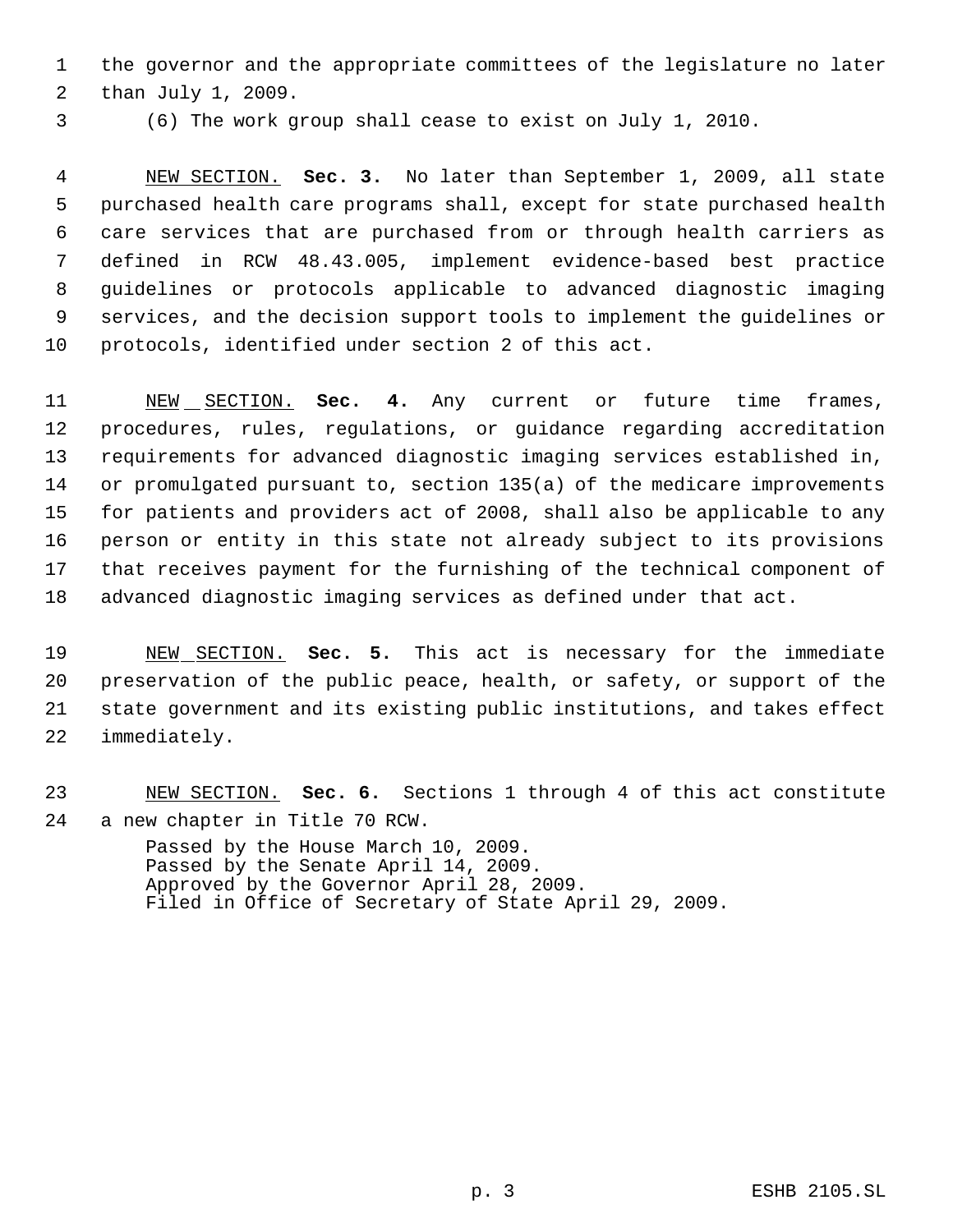the governor and the appropriate committees of the legislature no later than July 1, 2009.

(6) The work group shall cease to exist on July 1, 2010.

NEW SECTION. **Sec. 3.** No later than September 1, 2009, all state purchased health care programs shall, except for state purchased health care services that are purchased from or through health carriers as defined in RCW 48.43.005, implement evidence-based best practice guidelines or protocols applicable to advanced diagnostic imaging services, and the decision support tools to implement the guidelines or protocols, identified under section 2 of this act.

NEW SECTION. **Sec. 4.** Any current or future time frames, procedures, rules, regulations, or guidance regarding accreditation requirements for advanced diagnostic imaging services established in, or promulgated pursuant to, section 135(a) of the medicare improvements for patients and providers act of 2008, shall also be applicable to any person or entity in this state not already subject to its provisions that receives payment for the furnishing of the technical component of advanced diagnostic imaging services as defined under that act.

NEW SECTION. **Sec. 5.** This act is necessary for the immediate preservation of the public peace, health, or safety, or support of the state government and its existing public institutions, and takes effect immediately.

NEW SECTION. **Sec. 6.** Sections 1 through 4 of this act constitute a new chapter in Title 70 RCW.

Passed by the House March 10, 2009.
Passed by the Senate April 14, 2009.
Approved by the Governor April 28, 2009.
Filed in Office of Secretary of State April 29, 2009.